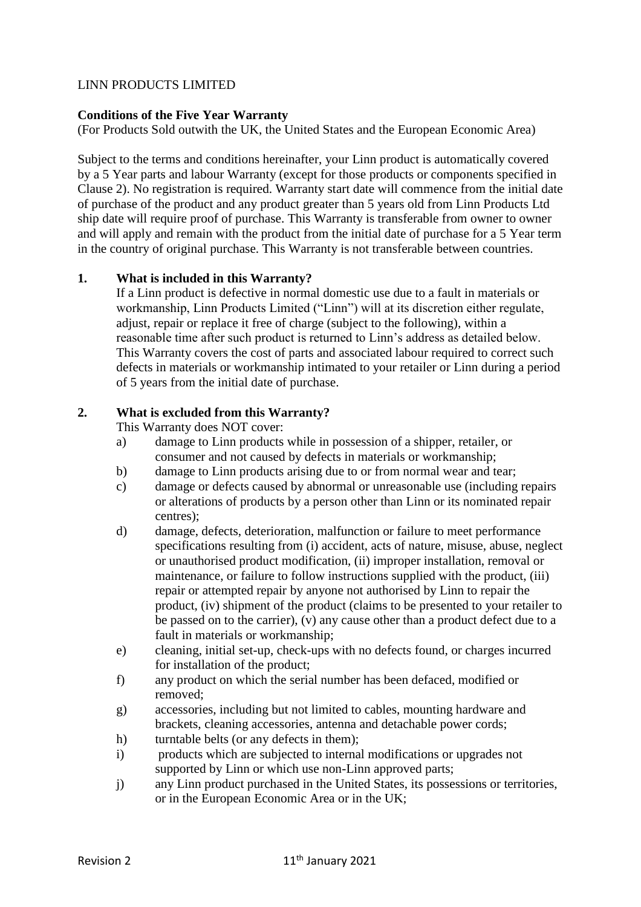LINN PRODUCTS LIMITED

**Conditions of the Five Year Warranty**
(For Products Sold outwith the UK, the United States and the European Economic Area)

Subject to the terms and conditions hereinafter, your Linn product is automatically covered by a 5 Year parts and labour Warranty (except for those products or components specified in Clause 2). No registration is required. Warranty start date will commence from the initial date of purchase of the product and any product greater than 5 years old from Linn Products Ltd ship date will require proof of purchase. This Warranty is transferable from owner to owner and will apply and remain with the product from the initial date of purchase for a 5 Year term in the country of original purchase. This Warranty is not transferable between countries.

**1. What is included in this Warranty?**

If a Linn product is defective in normal domestic use due to a fault in materials or workmanship, Linn Products Limited ("Linn") will at its discretion either regulate, adjust, repair or replace it free of charge (subject to the following), within a reasonable time after such product is returned to Linn's address as detailed below. This Warranty covers the cost of parts and associated labour required to correct such defects in materials or workmanship intimated to your retailer or Linn during a period of 5 years from the initial date of purchase.

**2. What is excluded from this Warranty?**

This Warranty does NOT cover:

a) damage to Linn products while in possession of a shipper, retailer, or consumer and not caused by defects in materials or workmanship;

b) damage to Linn products arising due to or from normal wear and tear;

c) damage or defects caused by abnormal or unreasonable use (including repairs or alterations of products by a person other than Linn or its nominated repair centres);

d) damage, defects, deterioration, malfunction or failure to meet performance specifications resulting from (i) accident, acts of nature, misuse, abuse, neglect or unauthorised product modification, (ii) improper installation, removal or maintenance, or failure to follow instructions supplied with the product, (iii) repair or attempted repair by anyone not authorised by Linn to repair the product, (iv) shipment of the product (claims to be presented to your retailer to be passed on to the carrier), (v) any cause other than a product defect due to a fault in materials or workmanship;

e) cleaning, initial set-up, check-ups with no defects found, or charges incurred for installation of the product;

f) any product on which the serial number has been defaced, modified or removed;

g) accessories, including but not limited to cables, mounting hardware and brackets, cleaning accessories, antenna and detachable power cords;

h) turntable belts (or any defects in them);

i) products which are subjected to internal modifications or upgrades not supported by Linn or which use non-Linn approved parts;

j) any Linn product purchased in the United States, its possessions or territories, or in the European Economic Area or in the UK;

Revision 2 11th January 2021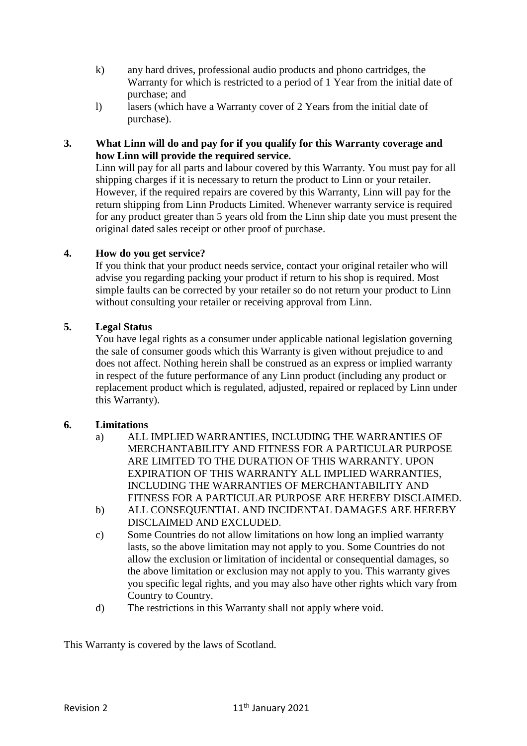k) any hard drives, professional audio products and phono cartridges, the Warranty for which is restricted to a period of 1 Year from the initial date of purchase; and

l) lasers (which have a Warranty cover of 2 Years from the initial date of purchase).

**3. What Linn will do and pay for if you qualify for this Warranty coverage and how Linn will provide the required service.**

Linn will pay for all parts and labour covered by this Warranty. You must pay for all shipping charges if it is necessary to return the product to Linn or your retailer. However, if the required repairs are covered by this Warranty, Linn will pay for the return shipping from Linn Products Limited. Whenever warranty service is required for any product greater than 5 years old from the Linn ship date you must present the original dated sales receipt or other proof of purchase.

**4. How do you get service?**

If you think that your product needs service, contact your original retailer who will advise you regarding packing your product if return to his shop is required. Most simple faults can be corrected by your retailer so do not return your product to Linn without consulting your retailer or receiving approval from Linn.

**5. Legal Status**

You have legal rights as a consumer under applicable national legislation governing the sale of consumer goods which this Warranty is given without prejudice to and does not affect. Nothing herein shall be construed as an express or implied warranty in respect of the future performance of any Linn product (including any product or replacement product which is regulated, adjusted, repaired or replaced by Linn under this Warranty).

**6. Limitations**

a) ALL IMPLIED WARRANTIES, INCLUDING THE WARRANTIES OF MERCHANTABILITY AND FITNESS FOR A PARTICULAR PURPOSE ARE LIMITED TO THE DURATION OF THIS WARRANTY. UPON EXPIRATION OF THIS WARRANTY ALL IMPLIED WARRANTIES, INCLUDING THE WARRANTIES OF MERCHANTABILITY AND FITNESS FOR A PARTICULAR PURPOSE ARE HEREBY DISCLAIMED.

b) ALL CONSEQUENTIAL AND INCIDENTAL DAMAGES ARE HEREBY DISCLAIMED AND EXCLUDED.

c) Some Countries do not allow limitations on how long an implied warranty lasts, so the above limitation may not apply to you. Some Countries do not allow the exclusion or limitation of incidental or consequential damages, so the above limitation or exclusion may not apply to you. This warranty gives you specific legal rights, and you may also have other rights which vary from Country to Country.

d) The restrictions in this Warranty shall not apply where void.

This Warranty is covered by the laws of Scotland.

Revision 2 11th January 2021